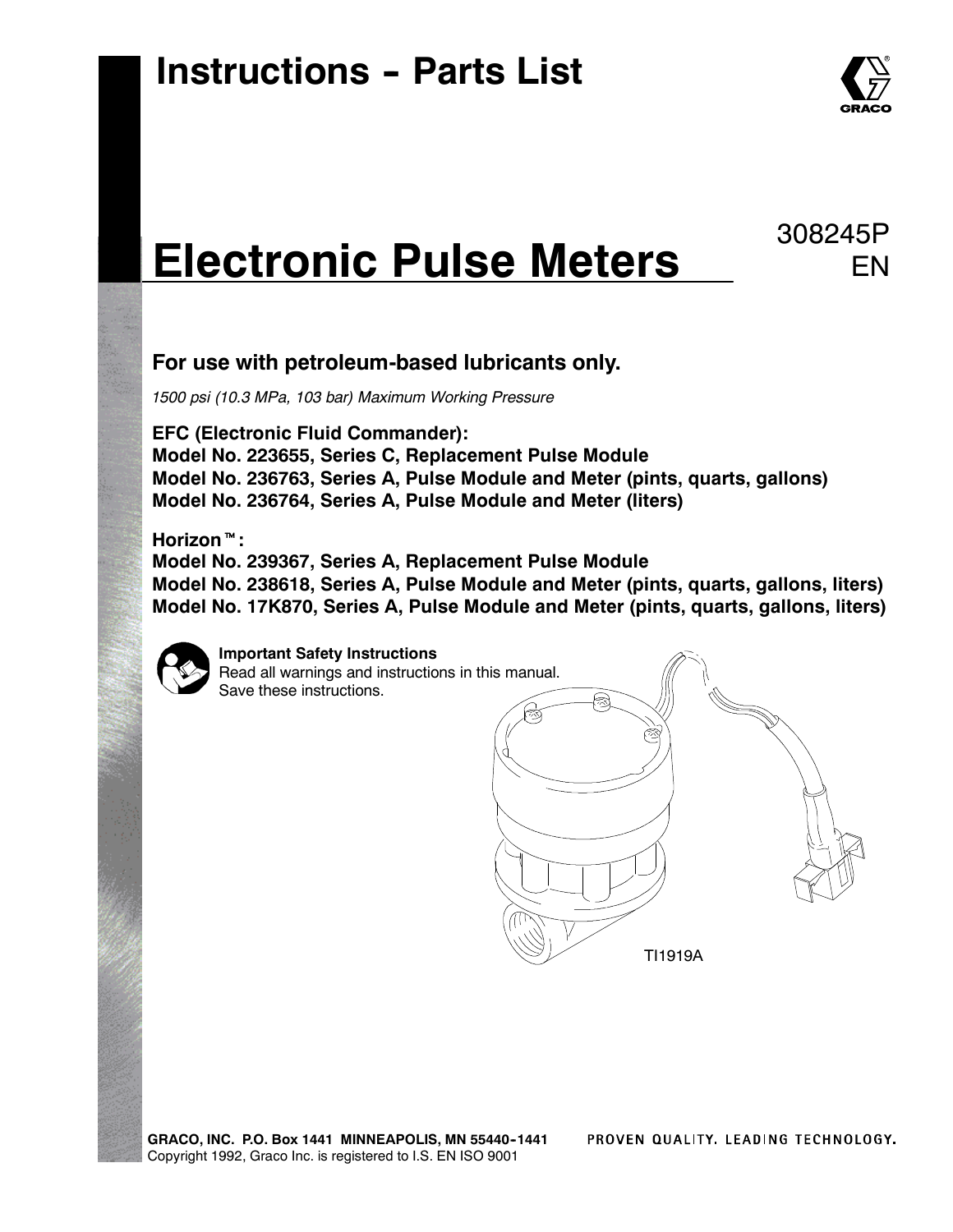# Instructions - Parts List

# Electronic Pulse Meters

308245P
EN

**For use with petroleum-based lubricants only.**

*1500 psi (10.3 MPa, 103 bar) Maximum Working Pressure*

**EFC (Electronic Fluid Commander):**
**Model No. 223655, Series C, Replacement Pulse Module**
**Model No. 236763, Series A, Pulse Module and Meter (pints, quarts, gallons)**
**Model No. 236764, Series A, Pulse Module and Meter (liters)**

**Horizon™:**
**Model No. 239367, Series A, Replacement Pulse Module**
**Model No. 238618, Series A, Pulse Module and Meter (pints, quarts, gallons, liters)**
**Model No. 17K870, Series A, Pulse Module and Meter (pints, quarts, gallons, liters)**

**Important Safety Instructions**
Read all warnings and instructions in this manual.
Save these instructions.

TI1919A

GRACO, INC. P.O. Box 1441 MINNEAPOLIS, MN 55440-1441
Copyright 1992, Graco Inc. is registered to I.S. EN ISO 9001

PROVEN QUALITY. LEADING TECHNOLOGY.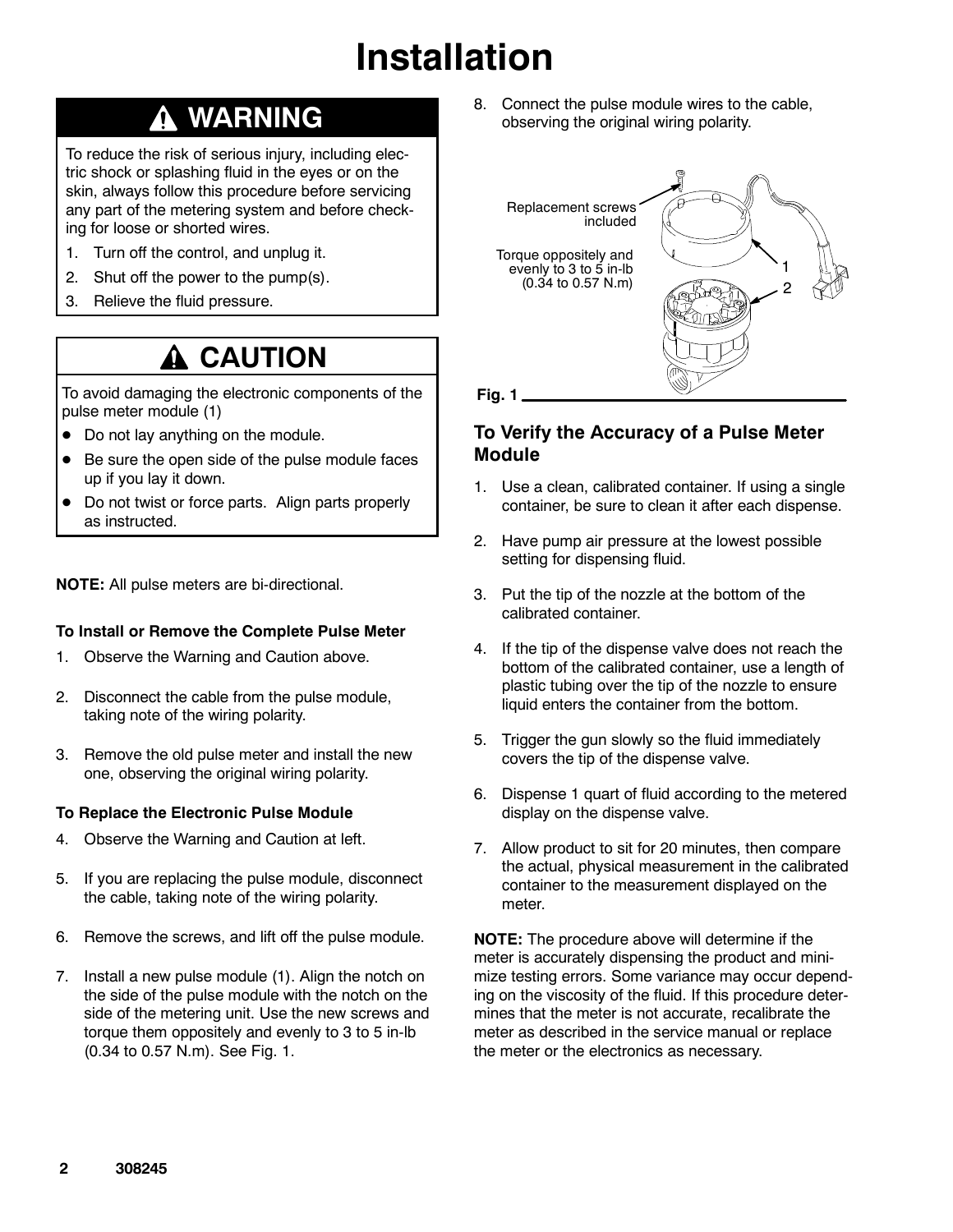# Installation

## ⚠ WARNING

To reduce the risk of serious injury, including electric shock or splashing fluid in the eyes or on the skin, always follow this procedure before servicing any part of the metering system and before checking for loose or shorted wires.

1. Turn off the control, and unplug it.
2. Shut off the power to the pump(s).
3. Relieve the fluid pressure.

## ⚠ CAUTION

To avoid damaging the electronic components of the pulse meter module (1)

- Do not lay anything on the module.
- Be sure the open side of the pulse module faces up if you lay it down.
- Do not twist or force parts. Align parts properly as instructed.

**NOTE:** All pulse meters are bi-directional.

### To Install or Remove the Complete Pulse Meter

1. Observe the Warning and Caution above.
2. Disconnect the cable from the pulse module, taking note of the wiring polarity.
3. Remove the old pulse meter and install the new one, observing the original wiring polarity.

### To Replace the Electronic Pulse Module

4. Observe the Warning and Caution at left.
5. If you are replacing the pulse module, disconnect the cable, taking note of the wiring polarity.
6. Remove the screws, and lift off the pulse module.
7. Install a new pulse module (1). Align the notch on the side of the pulse module with the notch on the side of the metering unit. Use the new screws and torque them oppositely and evenly to 3 to 5 in-lb (0.34 to 0.57 N.m). See Fig. 1.
8. Connect the pulse module wires to the cable, observing the original wiring polarity.

Replacement screws included

Torque oppositely and evenly to 3 to 5 in-lb (0.34 to 0.57 N.m)

1

2

Fig. 1

### To Verify the Accuracy of a Pulse Meter Module

1. Use a clean, calibrated container. If using a single container, be sure to clean it after each dispense.
2. Have pump air pressure at the lowest possible setting for dispensing fluid.
3. Put the tip of the nozzle at the bottom of the calibrated container.
4. If the tip of the dispense valve does not reach the bottom of the calibrated container, use a length of plastic tubing over the tip of the nozzle to ensure liquid enters the container from the bottom.
5. Trigger the gun slowly so the fluid immediately covers the tip of the dispense valve.
6. Dispense 1 quart of fluid according to the metered display on the dispense valve.
7. Allow product to sit for 20 minutes, then compare the actual, physical measurement in the calibrated container to the measurement displayed on the meter.

**NOTE:** The procedure above will determine if the meter is accurately dispensing the product and minimize testing errors. Some variance may occur depending on the viscosity of the fluid. If this procedure determines that the meter is not accurate, recalibrate the meter as described in the service manual or replace the meter or the electronics as necessary.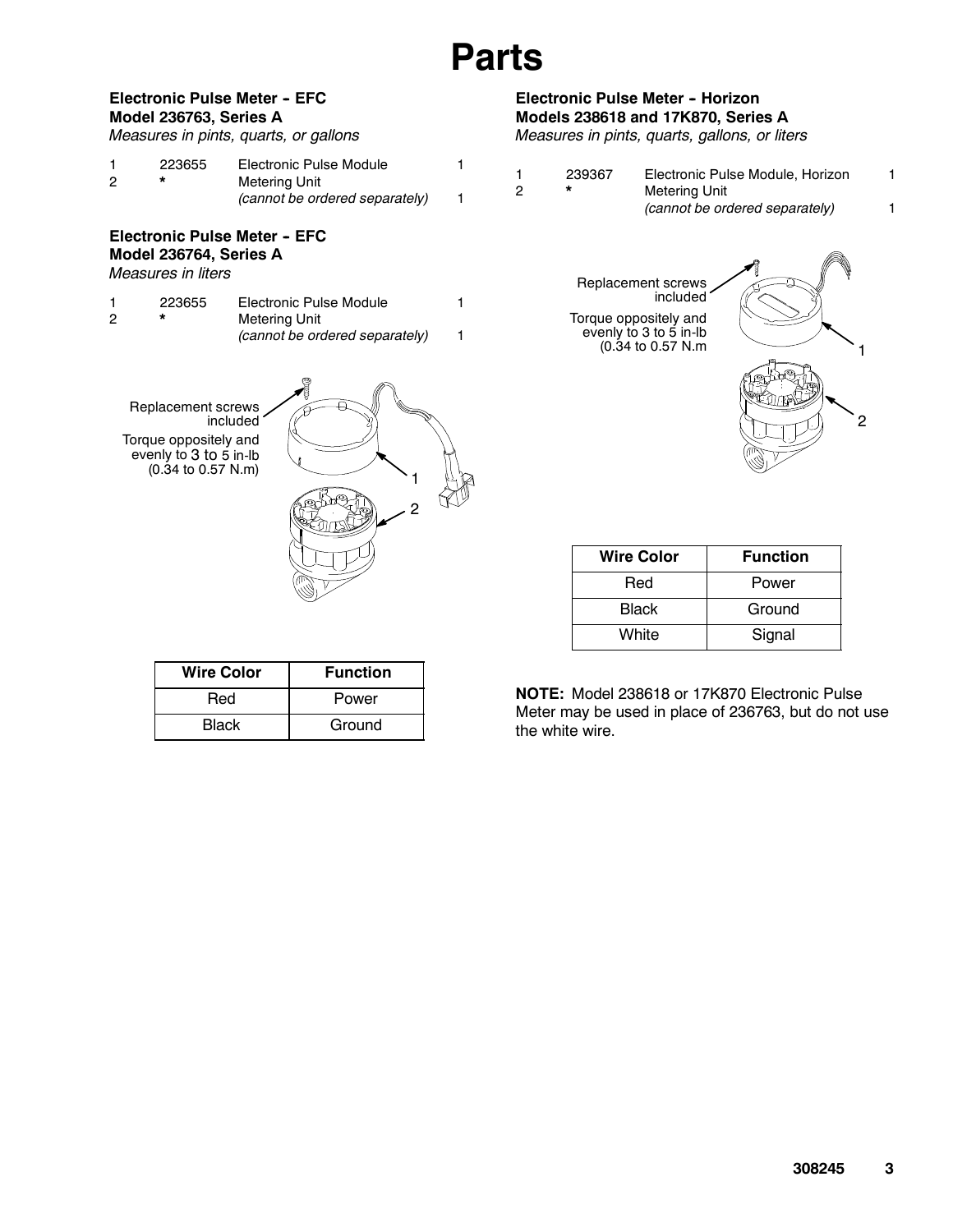# Parts

## Electronic Pulse Meter - EFC Model 236763, Series A

*Measures in pints, quarts, or gallons*

| | | | |
|---|---|---|---|
| 1 | 223655 | Electronic Pulse Module | 1 |
| 2 | * | Metering Unit *(cannot be ordered separately)* | 1 |

## Electronic Pulse Meter - EFC Model 236764, Series A

*Measures in liters*

| | | | |
|---|---|---|---|
| 1 | 223655 | Electronic Pulse Module | 1 |
| 2 | * | Metering Unit *(cannot be ordered separately)* | 1 |

Replacement screws included

Torque oppositely and evenly to 3 to 5 in-lb (0.34 to 0.57 N.m)

| Wire Color | Function |
|---|---|
| Red | Power |
| Black | Ground |

## Electronic Pulse Meter - Horizon Models 238618 and 17K870, Series A

*Measures in pints, quarts, gallons, or liters*

| | | | |
|---|---|---|---|
| 1 | 239367 | Electronic Pulse Module, Horizon | 1 |
| 2 | * | Metering Unit *(cannot be ordered separately)* | 1 |

Replacement screws included

Torque oppositely and evenly to 3 to 5 in-lb (0.34 to 0.57 N.m

| Wire Color | Function |
|---|---|
| Red | Power |
| Black | Ground |
| White | Signal |

**NOTE:** Model 238618 or 17K870 Electronic Pulse Meter may be used in place of 236763, but do not use the white wire.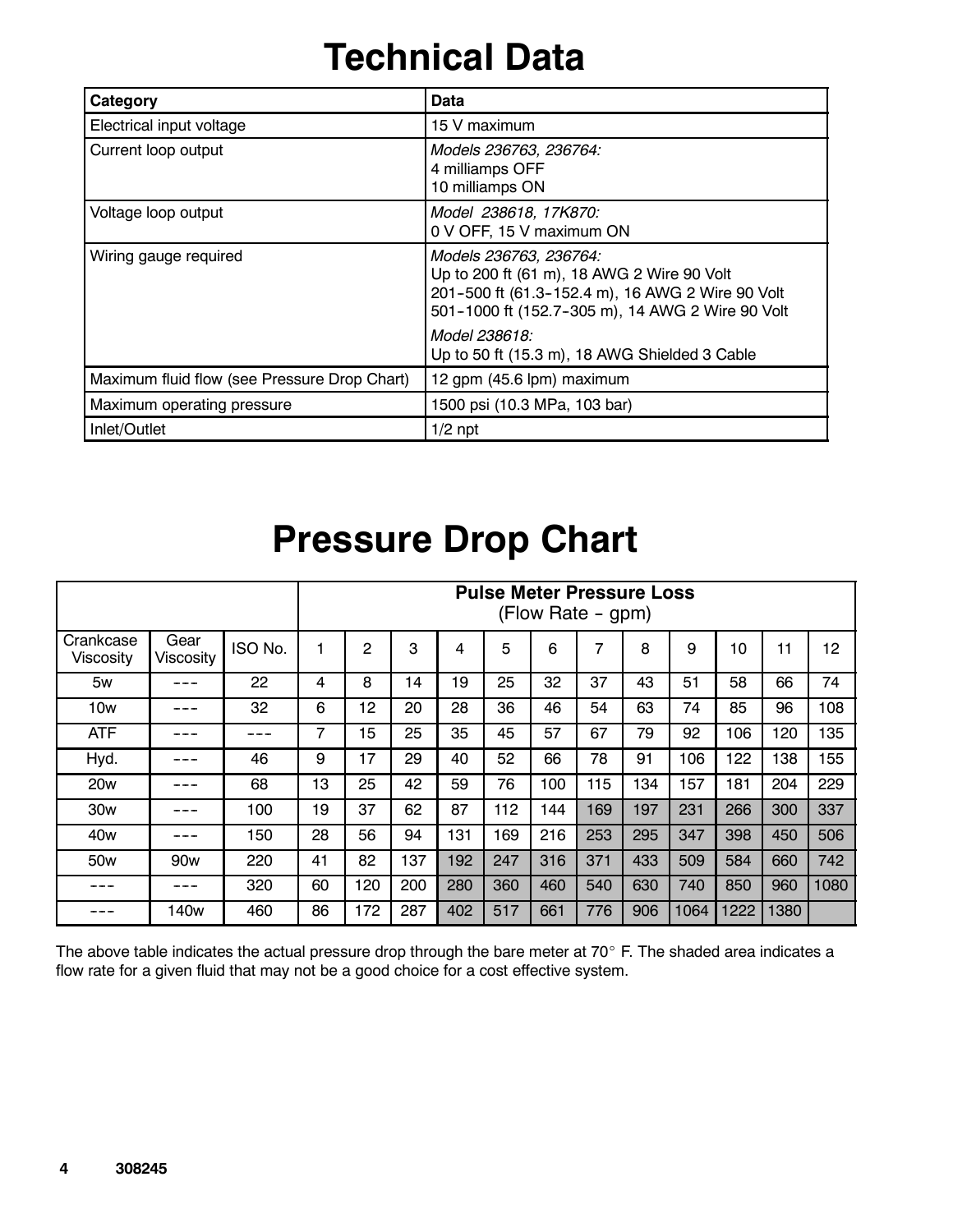# Technical Data

| Category | Data |
|---|---|
| Electrical input voltage | 15 V maximum |
| Current loop output | *Models 236763, 236764:*<br>4 milliamps OFF<br>10 milliamps ON |
| Voltage loop output | *Model 238618, 17K870:*<br>0 V OFF, 15 V maximum ON |
| Wiring gauge required | *Models 236763, 236764:*<br>Up to 200 ft (61 m), 18 AWG 2 Wire 90 Volt<br>201-500 ft (61.3-152.4 m), 16 AWG 2 Wire 90 Volt<br>501-1000 ft (152.7-305 m), 14 AWG 2 Wire 90 Volt<br>*Model 238618:*<br>Up to 50 ft (15.3 m), 18 AWG Shielded 3 Cable |
| Maximum fluid flow (see Pressure Drop Chart) | 12 gpm (45.6 lpm) maximum |
| Maximum operating pressure | 1500 psi (10.3 MPa, 103 bar) |
| Inlet/Outlet | 1/2 npt |

# Pressure Drop Chart

| | | | **Pulse Meter Pressure Loss** (Flow Rate - gpm) | | | | | | | | | | | |
|---|---|---|---|---|---|---|---|---|---|---|---|---|---|---|
| Crankcase Viscosity | Gear Viscosity | ISO No. | 1 | 2 | 3 | 4 | 5 | 6 | 7 | 8 | 9 | 10 | 11 | 12 |
| 5w | --- | 22 | 4 | 8 | 14 | 19 | 25 | 32 | 37 | 43 | 51 | 58 | 66 | 74 |
| 10w | --- | 32 | 6 | 12 | 20 | 28 | 36 | 46 | 54 | 63 | 74 | 85 | 96 | 108 |
| ATF | --- | --- | 7 | 15 | 25 | 35 | 45 | 57 | 67 | 79 | 92 | 106 | 120 | 135 |
| Hyd. | --- | 46 | 9 | 17 | 29 | 40 | 52 | 66 | 78 | 91 | 106 | 122 | 138 | 155 |
| 20w | --- | 68 | 13 | 25 | 42 | 59 | 76 | 100 | 115 | 134 | 157 | 181 | 204 | 229 |
| 30w | --- | 100 | 19 | 37 | 62 | 87 | 112 | 144 | 169 | 197 | 231 | 266 | 300 | 337 |
| 40w | --- | 150 | 28 | 56 | 94 | 131 | 169 | 216 | 253 | 295 | 347 | 398 | 450 | 506 |
| 50w | 90w | 220 | 41 | 82 | 137 | 192 | 247 | 316 | 371 | 433 | 509 | 584 | 660 | 742 |
| --- | --- | 320 | 60 | 120 | 200 | 280 | 360 | 460 | 540 | 630 | 740 | 850 | 960 | 1080 |
| --- | 140w | 460 | 86 | 172 | 287 | 402 | 517 | 661 | 776 | 906 | 1064 | 1222 | 1380 | |

The above table indicates the actual pressure drop through the bare meter at 70° F. The shaded area indicates a flow rate for a given fluid that may not be a good choice for a cost effective system.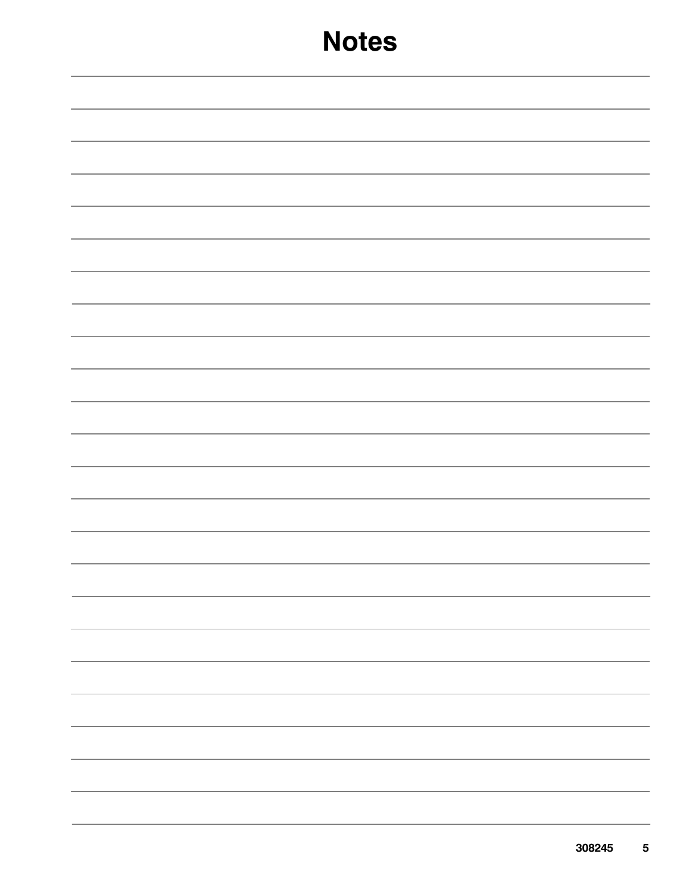# Notes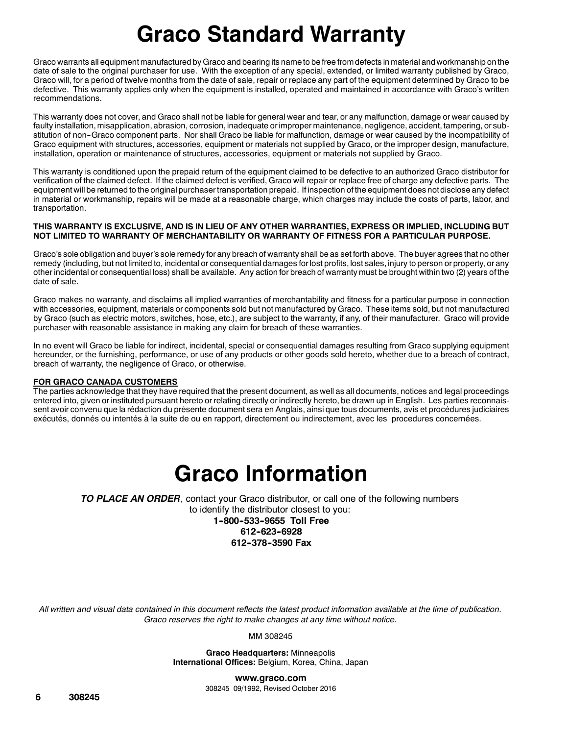# Graco Standard Warranty

Graco warrants all equipment manufactured by Graco and bearing its name to be free from defects in material and workmanship on the date of sale to the original purchaser for use. With the exception of any special, extended, or limited warranty published by Graco, Graco will, for a period of twelve months from the date of sale, repair or replace any part of the equipment determined by Graco to be defective. This warranty applies only when the equipment is installed, operated and maintained in accordance with Graco's written recommendations.

This warranty does not cover, and Graco shall not be liable for general wear and tear, or any malfunction, damage or wear caused by faulty installation, misapplication, abrasion, corrosion, inadequate or improper maintenance, negligence, accident, tampering, or substitution of non-Graco component parts. Nor shall Graco be liable for malfunction, damage or wear caused by the incompatibility of Graco equipment with structures, accessories, equipment or materials not supplied by Graco, or the improper design, manufacture, installation, operation or maintenance of structures, accessories, equipment or materials not supplied by Graco.

This warranty is conditioned upon the prepaid return of the equipment claimed to be defective to an authorized Graco distributor for verification of the claimed defect. If the claimed defect is verified, Graco will repair or replace free of charge any defective parts. The equipment will be returned to the original purchaser transportation prepaid. If inspection of the equipment does not disclose any defect in material or workmanship, repairs will be made at a reasonable charge, which charges may include the costs of parts, labor, and transportation.

**THIS WARRANTY IS EXCLUSIVE, AND IS IN LIEU OF ANY OTHER WARRANTIES, EXPRESS OR IMPLIED, INCLUDING BUT NOT LIMITED TO WARRANTY OF MERCHANTABILITY OR WARRANTY OF FITNESS FOR A PARTICULAR PURPOSE.**

Graco's sole obligation and buyer's sole remedy for any breach of warranty shall be as set forth above. The buyer agrees that no other remedy (including, but not limited to, incidental or consequential damages for lost profits, lost sales, injury to person or property, or any other incidental or consequential loss) shall be available. Any action for breach of warranty must be brought within two (2) years of the date of sale.

Graco makes no warranty, and disclaims all implied warranties of merchantability and fitness for a particular purpose in connection with accessories, equipment, materials or components sold but not manufactured by Graco. These items sold, but not manufactured by Graco (such as electric motors, switches, hose, etc.), are subject to the warranty, if any, of their manufacturer. Graco will provide purchaser with reasonable assistance in making any claim for breach of these warranties.

In no event will Graco be liable for indirect, incidental, special or consequential damages resulting from Graco supplying equipment hereunder, or the furnishing, performance, or use of any products or other goods sold hereto, whether due to a breach of contract, breach of warranty, the negligence of Graco, or otherwise.

**FOR GRACO CANADA CUSTOMERS**

The parties acknowledge that they have required that the present document, as well as all documents, notices and legal proceedings entered into, given or instituted pursuant hereto or relating directly or indirectly hereto, be drawn up in English. Les parties reconnaissent avoir convenu que la rédaction du présente document sera en Anglais, ainsi que tous documents, avis et procédures judiciaires exécutés, donnés ou intentés à la suite de ou en rapport, directement ou indirectement, avec les procedures concernées.

# Graco Information

***TO PLACE AN ORDER***, contact your Graco distributor, or call one of the following numbers to identify the distributor closest to you:

**1-800-533-9655 Toll Free**
**612-623-6928**
**612-378-3590 Fax**

*All written and visual data contained in this document reflects the latest product information available at the time of publication. Graco reserves the right to make changes at any time without notice.*

MM 308245

**Graco Headquarters:** Minneapolis
**International Offices:** Belgium, Korea, China, Japan

**www.graco.com**

308245 09/1992, Revised October 2016